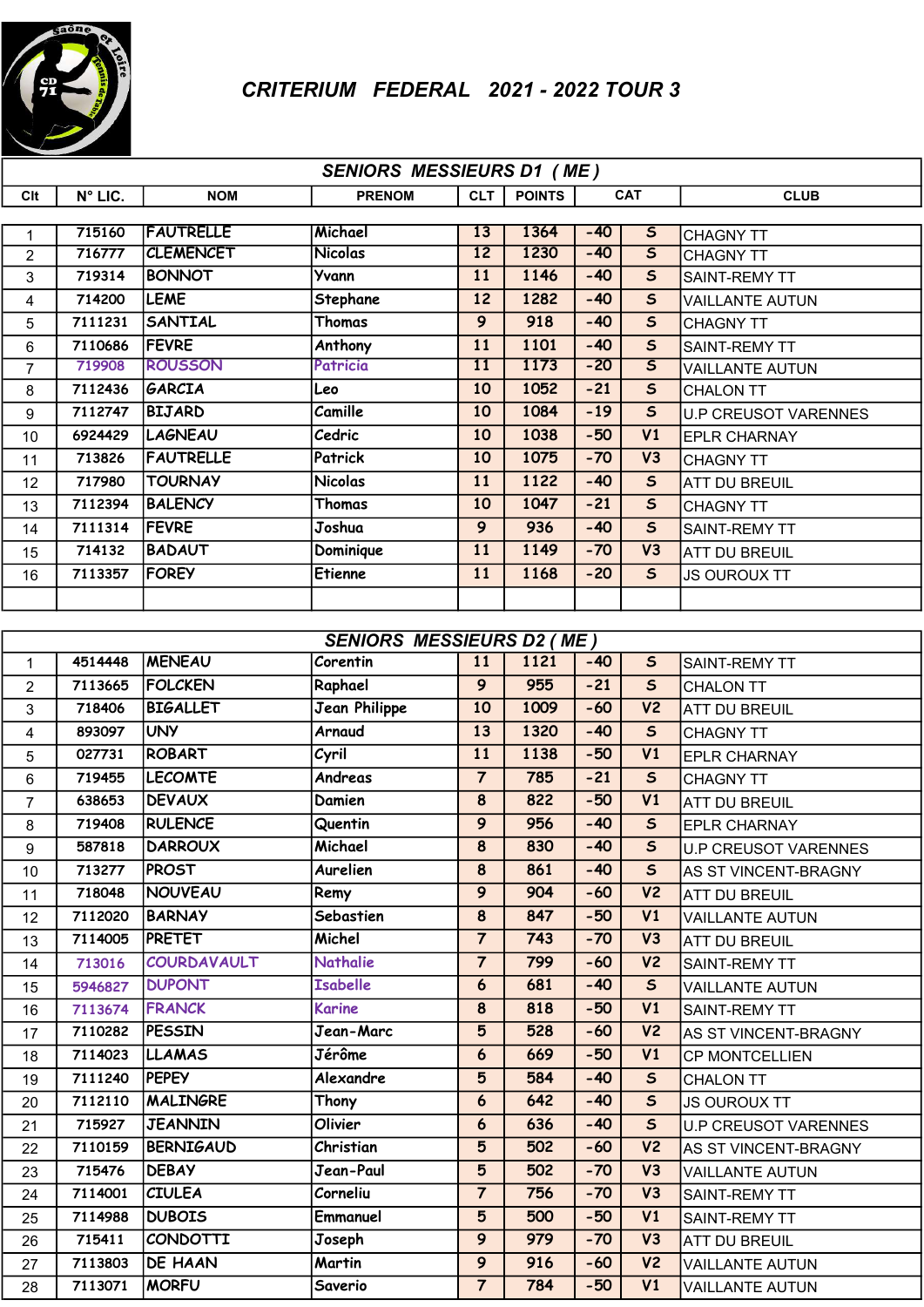# CRITERIUM FEDERAL 2021 - 2022 TOUR 3

## SENIORS MESSIEURS D1 ( ME )

| Clt | N° LIC. | NOM | PRENOM | CLT | POINTS | CAT | | CLUB |
|---|---|---|---|---|---|---|---|---|
| 1 | 715160 | FAUTRELLE | Michael | 13 | 1364 | -40 | S | CHAGNY TT |
| 2 | 716777 | CLEMENCET | Nicolas | 12 | 1230 | -40 | S | CHAGNY TT |
| 3 | 719314 | BONNOT | Yvann | 11 | 1146 | -40 | S | SAINT-REMY TT |
| 4 | 714200 | LEME | Stephane | 12 | 1282 | -40 | S | VAILLANTE AUTUN |
| 5 | 7111231 | SANTIAL | Thomas | 9 | 918 | -40 | S | CHAGNY TT |
| 6 | 7110686 | FEVRE | Anthony | 11 | 1101 | -40 | S | SAINT-REMY TT |
| 7 | 719908 | ROUSSON | Patricia | 11 | 1173 | -20 | S | VAILLANTE AUTUN |
| 8 | 7112436 | GARCIA | Leo | 10 | 1052 | -21 | S | CHALON TT |
| 9 | 7112747 | BIJARD | Camille | 10 | 1084 | -19 | S | U.P CREUSOT VARENNES |
| 10 | 6924429 | LAGNEAU | Cedric | 10 | 1038 | -50 | V1 | EPLR CHARNAY |
| 11 | 713826 | FAUTRELLE | Patrick | 10 | 1075 | -70 | V3 | CHAGNY TT |
| 12 | 717980 | TOURNAY | Nicolas | 11 | 1122 | -40 | S | ATT DU BREUIL |
| 13 | 7112394 | BALENCY | Thomas | 10 | 1047 | -21 | S | CHAGNY TT |
| 14 | 7111314 | FEVRE | Joshua | 9 | 936 | -40 | S | SAINT-REMY TT |
| 15 | 714132 | BADAUT | Dominique | 11 | 1149 | -70 | V3 | ATT DU BREUIL |
| 16 | 7113357 | FOREY | Etienne | 11 | 1168 | -20 | S | JS OUROUX TT |
| | | | | | | | | |

## SENIORS MESSIEURS D2 ( ME )

| Clt | N° LIC. | NOM | PRENOM | CLT | POINTS | CAT | | CLUB |
|---|---|---|---|---|---|---|---|---|
| 1 | 4514448 | MENEAU | Corentin | 11 | 1121 | -40 | S | SAINT-REMY TT |
| 2 | 7113665 | FOLCKEN | Raphael | 9 | 955 | -21 | S | CHALON TT |
| 3 | 718406 | BIGALLET | Jean Philippe | 10 | 1009 | -60 | V2 | ATT DU BREUIL |
| 4 | 893097 | UNY | Arnaud | 13 | 1320 | -40 | S | CHAGNY TT |
| 5 | 027731 | ROBART | Cyril | 11 | 1138 | -50 | V1 | EPLR CHARNAY |
| 6 | 719455 | LECOMTE | Andreas | 7 | 785 | -21 | S | CHAGNY TT |
| 7 | 638653 | DEVAUX | Damien | 8 | 822 | -50 | V1 | ATT DU BREUIL |
| 8 | 719408 | RULENCE | Quentin | 9 | 956 | -40 | S | EPLR CHARNAY |
| 9 | 587818 | DARROUX | Michael | 8 | 830 | -40 | S | U.P CREUSOT VARENNES |
| 10 | 713277 | PROST | Aurelien | 8 | 861 | -40 | S | AS ST VINCENT-BRAGNY |
| 11 | 718048 | NOUVEAU | Remy | 9 | 904 | -60 | V2 | ATT DU BREUIL |
| 12 | 7112020 | BARNAY | Sebastien | 8 | 847 | -50 | V1 | VAILLANTE AUTUN |
| 13 | 7114005 | PRETET | Michel | 7 | 743 | -70 | V3 | ATT DU BREUIL |
| 14 | 713016 | COURDAVAULT | Nathalie | 7 | 799 | -60 | V2 | SAINT-REMY TT |
| 15 | 5946827 | DUPONT | Isabelle | 6 | 681 | -40 | S | VAILLANTE AUTUN |
| 16 | 7113674 | FRANCK | Karine | 8 | 818 | -50 | V1 | SAINT-REMY TT |
| 17 | 7110282 | PESSIN | Jean-Marc | 5 | 528 | -60 | V2 | AS ST VINCENT-BRAGNY |
| 18 | 7114023 | LLAMAS | Jérôme | 6 | 669 | -50 | V1 | CP MONTCELLIEN |
| 19 | 7111240 | PEPEY | Alexandre | 5 | 584 | -40 | S | CHALON TT |
| 20 | 7112110 | MALINGRE | Thony | 6 | 642 | -40 | S | JS OUROUX TT |
| 21 | 715927 | JEANNIN | Olivier | 6 | 636 | -40 | S | U.P CREUSOT VARENNES |
| 22 | 7110159 | BERNIGAUD | Christian | 5 | 502 | -60 | V2 | AS ST VINCENT-BRAGNY |
| 23 | 715476 | DEBAY | Jean-Paul | 5 | 502 | -70 | V3 | VAILLANTE AUTUN |
| 24 | 7114001 | CIULEA | Corneliu | 7 | 756 | -70 | V3 | SAINT-REMY TT |
| 25 | 7114988 | DUBOIS | Emmanuel | 5 | 500 | -50 | V1 | SAINT-REMY TT |
| 26 | 715411 | CONDOTTI | Joseph | 9 | 979 | -70 | V3 | ATT DU BREUIL |
| 27 | 7113803 | DE HAAN | Martin | 9 | 916 | -60 | V2 | VAILLANTE AUTUN |
| 28 | 7113071 | MORFU | Saverio | 7 | 784 | -50 | V1 | VAILLANTE AUTUN |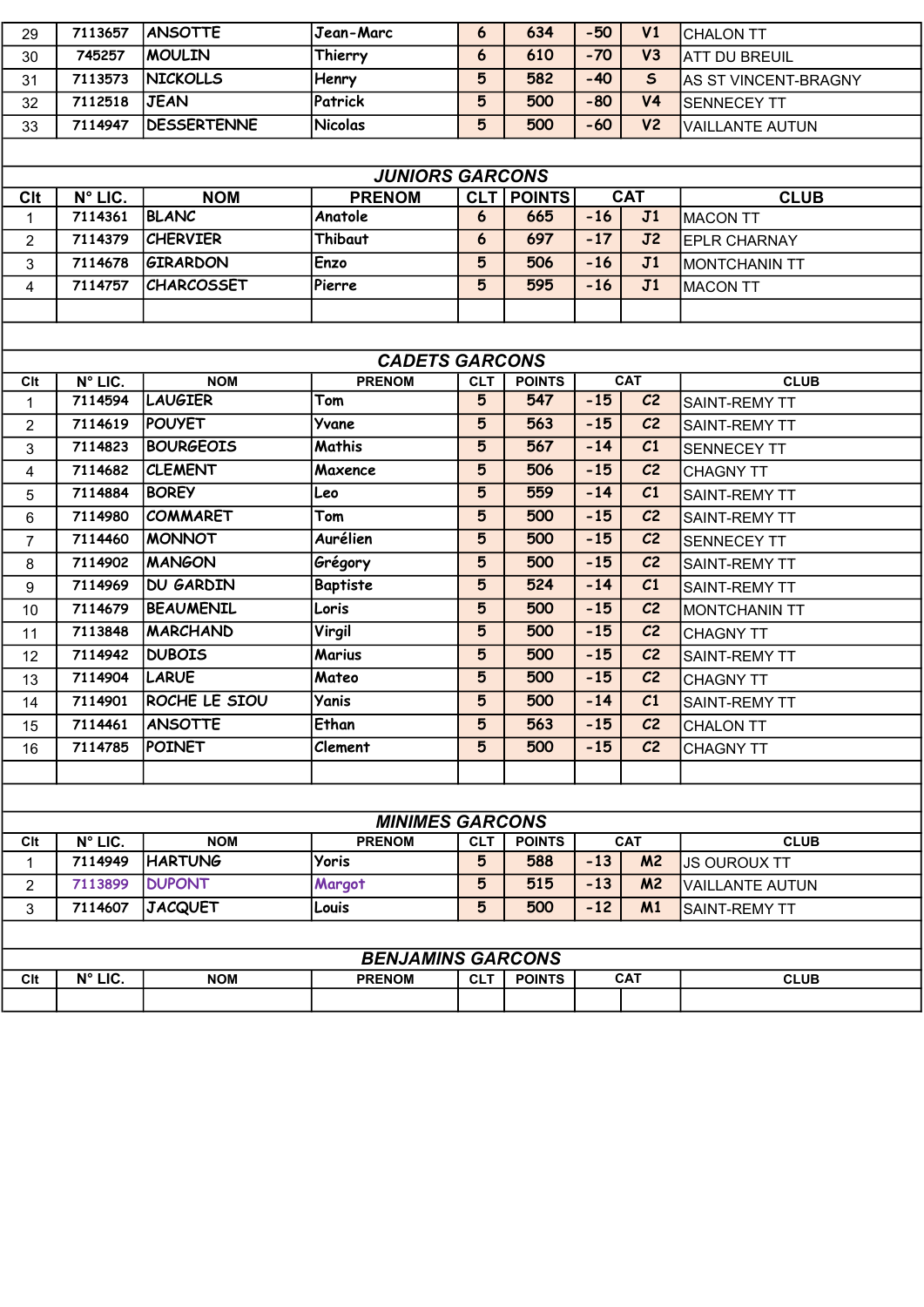| | | | | | | | | |
|---|---|---|---|---|---|---|---|---|
| 29 | 7113657 | ANSOTTE | Jean-Marc | 6 | 634 | -50 | V1 | CHALON TT |
| 30 | 745257 | MOULIN | Thierry | 6 | 610 | -70 | V3 | ATT DU BREUIL |
| 31 | 7113573 | NICKOLLS | Henry | 5 | 582 | -40 | S | AS ST VINCENT-BRAGNY |
| 32 | 7112518 | JEAN | Patrick | 5 | 500 | -80 | V4 | SENNECEY TT |
| 33 | 7114947 | DESSERTENNE | Nicolas | 5 | 500 | -60 | V2 | VAILLANTE AUTUN |

## JUNIORS GARCONS

| Clt | N° LIC. | NOM | PRENOM | CLT | POINTS | CAT | | CLUB |
|---|---|---|---|---|---|---|---|---|
| 1 | 7114361 | BLANC | Anatole | 6 | 665 | -16 | J1 | MACON TT |
| 2 | 7114379 | CHERVIER | Thibaut | 6 | 697 | -17 | J2 | EPLR CHARNAY |
| 3 | 7114678 | GIRARDON | Enzo | 5 | 506 | -16 | J1 | MONTCHANIN TT |
| 4 | 7114757 | CHARCOSSET | Pierre | 5 | 595 | -16 | J1 | MACON TT |

## CADETS GARCONS

| Clt | N° LIC. | NOM | PRENOM | CLT | POINTS | CAT | | CLUB |
|---|---|---|---|---|---|---|---|---|
| 1 | 7114594 | LAUGIER | Tom | 5 | 547 | -15 | C2 | SAINT-REMY TT |
| 2 | 7114619 | POUYET | Yvane | 5 | 563 | -15 | C2 | SAINT-REMY TT |
| 3 | 7114823 | BOURGEOIS | Mathis | 5 | 567 | -14 | C1 | SENNECEY TT |
| 4 | 7114682 | CLEMENT | Maxence | 5 | 506 | -15 | C2 | CHAGNY TT |
| 5 | 7114884 | BOREY | Leo | 5 | 559 | -14 | C1 | SAINT-REMY TT |
| 6 | 7114980 | COMMARET | Tom | 5 | 500 | -15 | C2 | SAINT-REMY TT |
| 7 | 7114460 | MONNOT | Aurélien | 5 | 500 | -15 | C2 | SENNECEY TT |
| 8 | 7114902 | MANGON | Grégory | 5 | 500 | -15 | C2 | SAINT-REMY TT |
| 9 | 7114969 | DU GARDIN | Baptiste | 5 | 524 | -14 | C1 | SAINT-REMY TT |
| 10 | 7114679 | BEAUMENIL | Loris | 5 | 500 | -15 | C2 | MONTCHANIN TT |
| 11 | 7113848 | MARCHAND | Virgil | 5 | 500 | -15 | C2 | CHAGNY TT |
| 12 | 7114942 | DUBOIS | Marius | 5 | 500 | -15 | C2 | SAINT-REMY TT |
| 13 | 7114904 | LARUE | Mateo | 5 | 500 | -15 | C2 | CHAGNY TT |
| 14 | 7114901 | ROCHE LE SIOU | Yanis | 5 | 500 | -14 | C1 | SAINT-REMY TT |
| 15 | 7114461 | ANSOTTE | Ethan | 5 | 563 | -15 | C2 | CHALON TT |
| 16 | 7114785 | POINET | Clement | 5 | 500 | -15 | C2 | CHAGNY TT |

## MINIMES GARCONS

| Clt | N° LIC. | NOM | PRENOM | CLT | POINTS | CAT | | CLUB |
|---|---|---|---|---|---|---|---|---|
| 1 | 7114949 | HARTUNG | Yoris | 5 | 588 | -13 | M2 | JS OUROUX TT |
| 2 | 7113899 | DUPONT | Margot | 5 | 515 | -13 | M2 | VAILLANTE AUTUN |
| 3 | 7114607 | JACQUET | Louis | 5 | 500 | -12 | M1 | SAINT-REMY TT |

## BENJAMINS GARCONS

| Clt | N° LIC. | NOM | PRENOM | CLT | POINTS | CAT | | CLUB |
|---|---|---|---|---|---|---|---|---|
| | | | | | | | | |